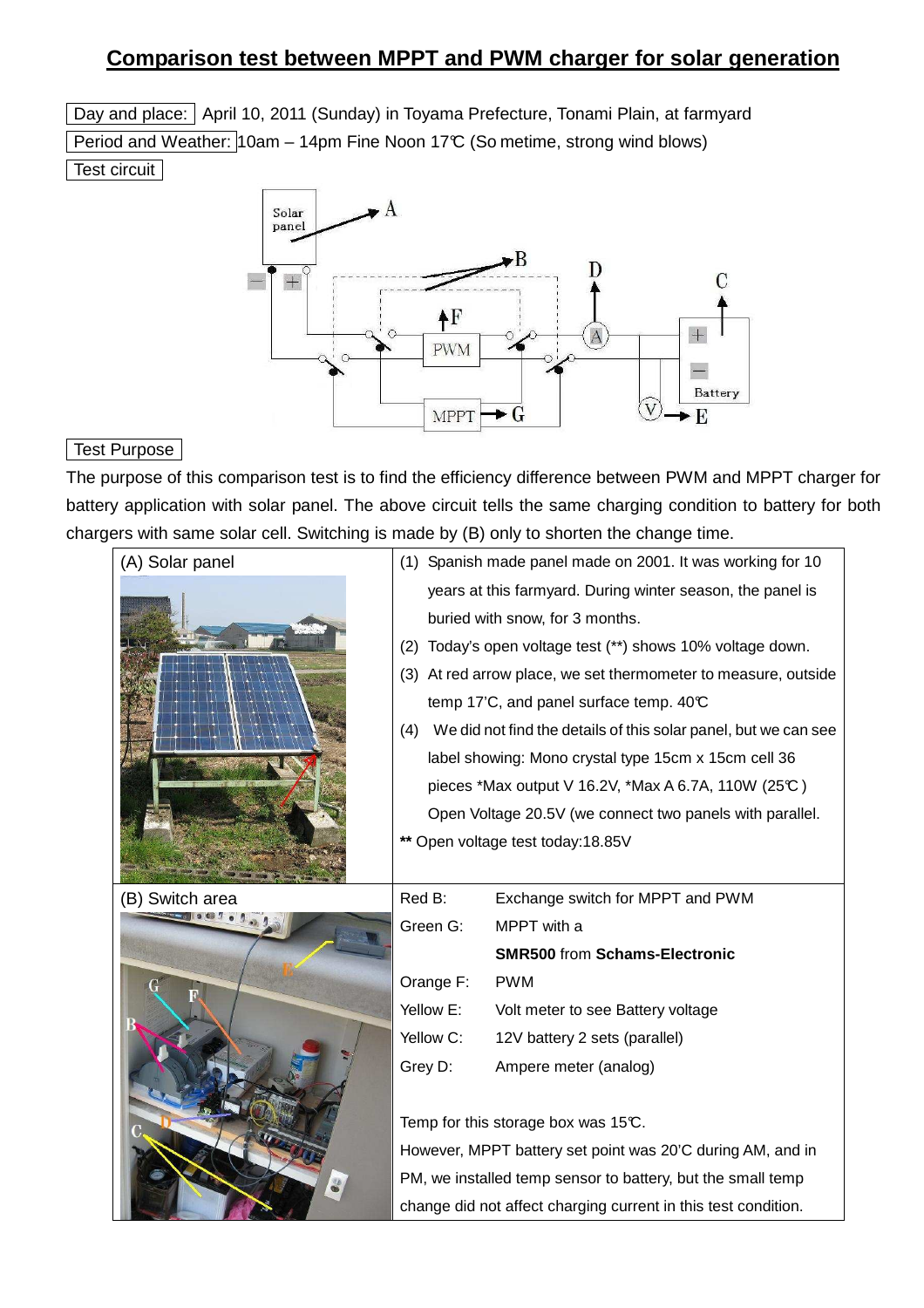# Comparison test between MPPT and PWM charger for solar generation

Day and place: April 10, 2011 (Sunday) in Toyama Prefecture, Tonami Plain, at farmyard

Period and Weather: 10am – 14pm Fine Noon 17℃ (So metime, strong wind blows)

Test circuit

Test Purpose

The purpose of this comparison test is to find the efficiency difference between PWM and MPPT charger for battery application with solar panel. The above circuit tells the same charging condition to battery for both chargers with same solar cell. Switching is made by (B) only to shorten the change time.

| (A) Solar panel | (1) Spanish made panel made on 2001. It was working for 10 years at this farmyard. During winter season, the panel is buried with snow, for 3 months.<br>(2) Today's open voltage test (**) shows 10% voltage down.<br>(3) At red arrow place, we set thermometer to measure, outside temp 17'C, and panel surface temp. 40℃<br>(4) We did not find the details of this solar panel, but we can see label showing: Mono crystal type 15cm x 15cm cell 36 pieces *Max output V 16.2V, *Max A 6.7A, 110W (25℃ ) Open Voltage 20.5V (we connect two panels with parallel.<br>** Open voltage test today:18.85V |
|---|---|
| (B) Switch area | Red B: Exchange switch for MPPT and PWM<br>Green G: MPPT with a **SMR500** from **Schams-Electronic**<br>Orange F: PWM<br>Yellow E: Volt meter to see Battery voltage<br>Yellow C: 12V battery 2 sets (parallel)<br>Grey D: Ampere meter (analog)<br><br>Temp for this storage box was 15℃.<br>However, MPPT battery set point was 20'C during AM, and in PM, we installed temp sensor to battery, but the small temp change did not affect charging current in this test condition. |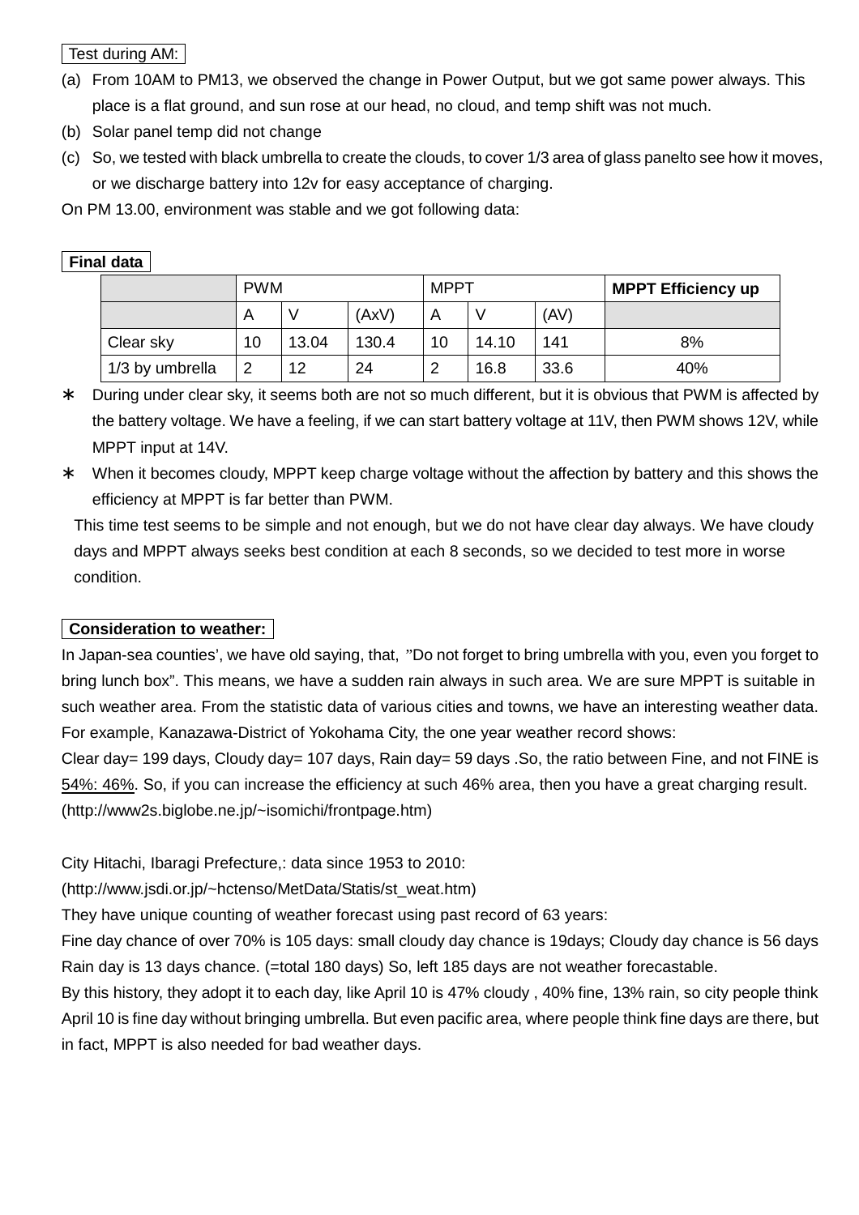Test during AM:

(a) From 10AM to PM13, we observed the change in Power Output, but we got same power always. This place is a flat ground, and sun rose at our head, no cloud, and temp shift was not much.
(b) Solar panel temp did not change
(c) So, we tested with black umbrella to create the clouds, to cover 1/3 area of glass panelto see how it moves, or we discharge battery into 12v for easy acceptance of charging.

On PM 13.00, environment was stable and we got following data:

**Final data**

| | PWM | | | MPPT | | | **MPPT Efficiency up** |
|---|---|---|---|---|---|---|---|
| | A | V | (AxV) | A | V | (AV) | |
| Clear sky | 10 | 13.04 | 130.4 | 10 | 14.10 | 141 | 8% |
| 1/3 by umbrella | 2 | 12 | 24 | 2 | 16.8 | 33.6 | 40% |

- ∗ During under clear sky, it seems both are not so much different, but it is obvious that PWM is affected by the battery voltage. We have a feeling, if we can start battery voltage at 11V, then PWM shows 12V, while MPPT input at 14V.
- ∗ When it becomes cloudy, MPPT keep charge voltage without the affection by battery and this shows the efficiency at MPPT is far better than PWM.

This time test seems to be simple and not enough, but we do not have clear day always. We have cloudy days and MPPT always seeks best condition at each 8 seconds, so we decided to test more in worse condition.

**Consideration to weather:**

In Japan-sea counties', we have old saying, that, "Do not forget to bring umbrella with you, even you forget to bring lunch box". This means, we have a sudden rain always in such area. We are sure MPPT is suitable in such weather area. From the statistic data of various cities and towns, we have an interesting weather data. For example, Kanazawa-District of Yokohama City, the one year weather record shows:

Clear day= 199 days, Cloudy day= 107 days, Rain day= 59 days .So, the ratio between Fine, and not FINE is 54%: 46%. So, if you can increase the efficiency at such 46% area, then you have a great charging result. (http://www2s.biglobe.ne.jp/~isomichi/frontpage.htm)

City Hitachi, Ibaragi Prefecture,: data since 1953 to 2010:

(http://www.jsdi.or.jp/~hctenso/MetData/Statis/st_weat.htm)

They have unique counting of weather forecast using past record of 63 years:

Fine day chance of over 70% is 105 days: small cloudy day chance is 19days; Cloudy day chance is 56 days Rain day is 13 days chance. (=total 180 days) So, left 185 days are not weather forecastable.

By this history, they adopt it to each day, like April 10 is 47% cloudy , 40% fine, 13% rain, so city people think April 10 is fine day without bringing umbrella. But even pacific area, where people think fine days are there, but in fact, MPPT is also needed for bad weather days.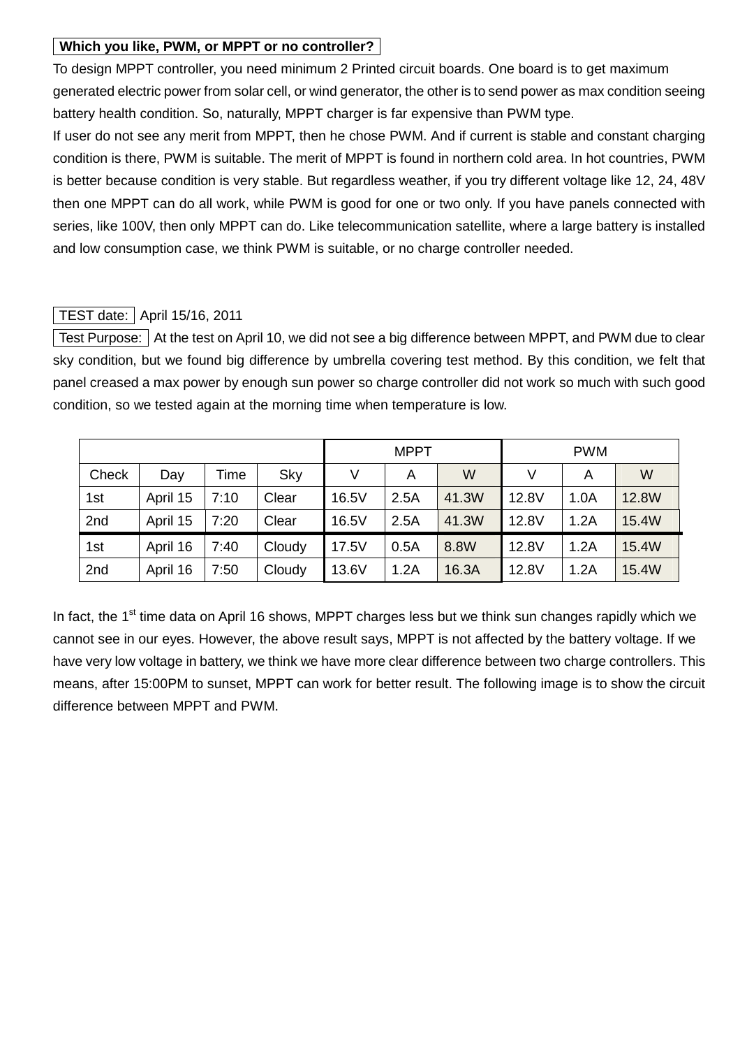**Which you like, PWM, or MPPT or no controller?**

To design MPPT controller, you need minimum 2 Printed circuit boards. One board is to get maximum generated electric power from solar cell, or wind generator, the other is to send power as max condition seeing battery health condition. So, naturally, MPPT charger is far expensive than PWM type.

If user do not see any merit from MPPT, then he chose PWM. And if current is stable and constant charging condition is there, PWM is suitable. The merit of MPPT is found in northern cold area. In hot countries, PWM is better because condition is very stable. But regardless weather, if you try different voltage like 12, 24, 48V then one MPPT can do all work, while PWM is good for one or two only. If you have panels connected with series, like 100V, then only MPPT can do. Like telecommunication satellite, where a large battery is installed and low consumption case, we think PWM is suitable, or no charge controller needed.

TEST date: April 15/16, 2011

Test Purpose: At the test on April 10, we did not see a big difference between MPPT, and PWM due to clear sky condition, but we found big difference by umbrella covering test method. By this condition, we felt that panel creased a max power by enough sun power so charge controller did not work so much with such good condition, so we tested again at the morning time when temperature is low.

| | | | | MPPT | | | PWM | | |
|---|---|---|---|---|---|---|---|---|---|
| Check | Day | Time | Sky | V | A | W | V | A | W |
| 1st | April 15 | 7:10 | Clear | 16.5V | 2.5A | 41.3W | 12.8V | 1.0A | 12.8W |
| 2nd | April 15 | 7:20 | Clear | 16.5V | 2.5A | 41.3W | 12.8V | 1.2A | 15.4W |
| 1st | April 16 | 7:40 | Cloudy | 17.5V | 0.5A | 8.8W | 12.8V | 1.2A | 15.4W |
| 2nd | April 16 | 7:50 | Cloudy | 13.6V | 1.2A | 16.3A | 12.8V | 1.2A | 15.4W |

In fact, the 1st time data on April 16 shows, MPPT charges less but we think sun changes rapidly which we cannot see in our eyes. However, the above result says, MPPT is not affected by the battery voltage. If we have very low voltage in battery, we think we have more clear difference between two charge controllers. This means, after 15:00PM to sunset, MPPT can work for better result. The following image is to show the circuit difference between MPPT and PWM.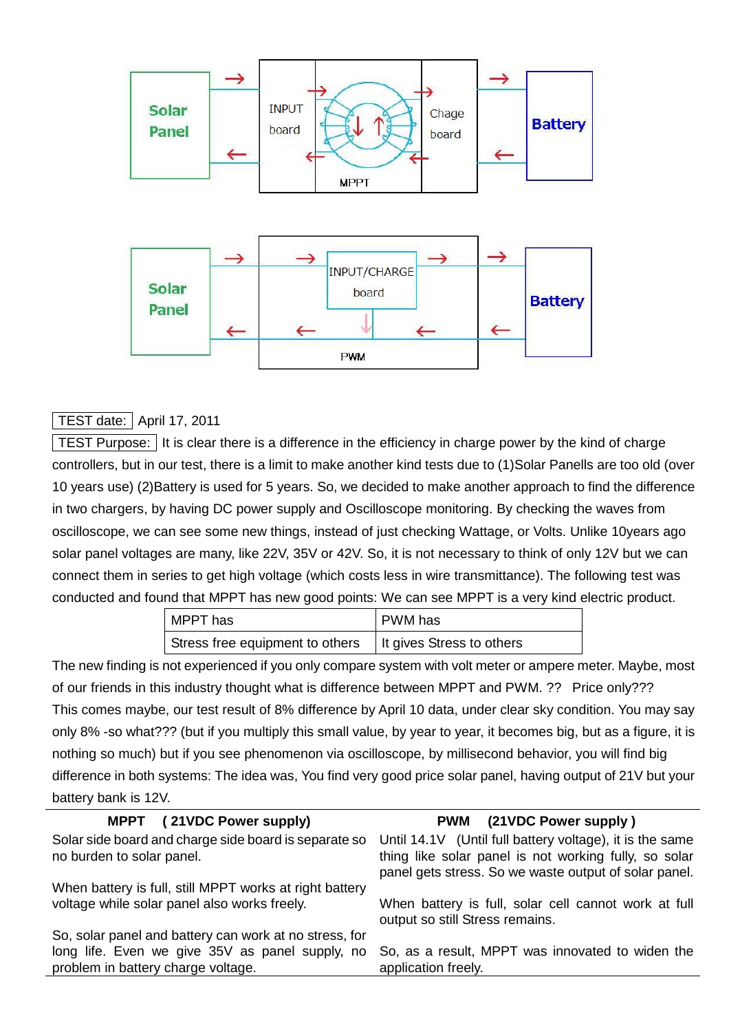Solar Panel → INPUT board → MPPT → Chage board → Battery

Solar Panel → INPUT/CHARGE board → PWM → Battery

TEST date: April 17, 2011

TEST Purpose: It is clear there is a difference in the efficiency in charge power by the kind of charge controllers, but in our test, there is a limit to make another kind tests due to (1)Solar Panells are too old (over 10 years use) (2)Battery is used for 5 years. So, we decided to make another approach to find the difference in two chargers, by having DC power supply and Oscilloscope monitoring. By checking the waves from oscilloscope, we can see some new things, instead of just checking Wattage, or Volts. Unlike 10years ago solar panel voltages are many, like 22V, 35V or 42V. So, it is not necessary to think of only 12V but we can connect them in series to get high voltage (which costs less in wire transmittance). The following test was conducted and found that MPPT has new good points: We can see MPPT is a very kind electric product.

| MPPT has | PWM has |
|---|---|
| Stress free equipment to others | It gives Stress to others |

The new finding is not experienced if you only compare system with volt meter or ampere meter. Maybe, most of our friends in this industry thought what is difference between MPPT and PWM. ?? Price only??? This comes maybe, our test result of 8% difference by April 10 data, under clear sky condition. You may say only 8% -so what??? (but if you multiply this small value, by year to year, it becomes big, but as a figure, it is nothing so much) but if you see phenomenon via oscilloscope, by millisecond behavior, you will find big difference in both systems: The idea was, You find very good price solar panel, having output of 21V but your battery bank is 12V.

| **MPPT ( 21VDC Power supply)** | **PWM (21VDC Power supply )** |
|---|---|
| Solar side board and charge side board is separate so no burden to solar panel. | Until 14.1V (Until full battery voltage), it is the same thing like solar panel is not working fully, so solar panel gets stress. So we waste output of solar panel. |
| When battery is full, still MPPT works at right battery voltage while solar panel also works freely. | When battery is full, solar cell cannot work at full output so still Stress remains. |
| So, solar panel and battery can work at no stress, for long life. Even we give 35V as panel supply, no problem in battery charge voltage. | So, as a result, MPPT was innovated to widen the application freely. |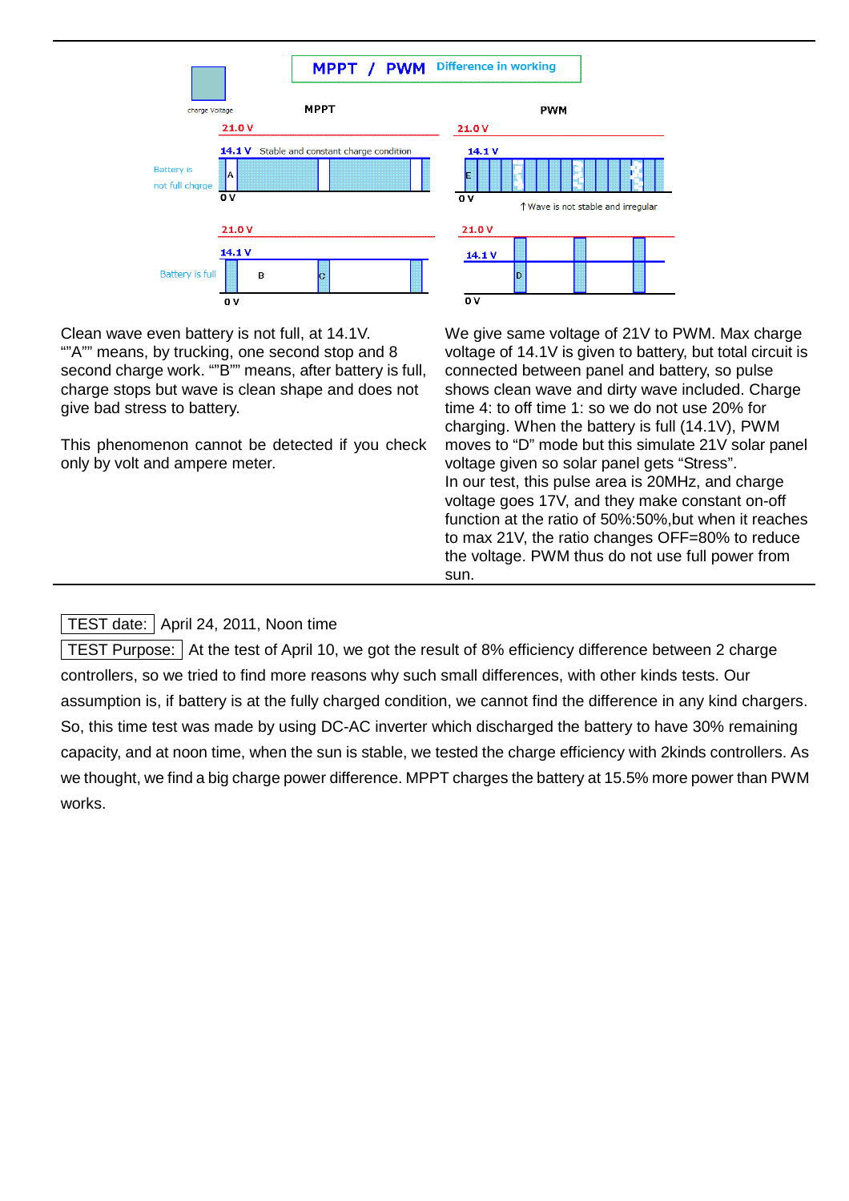MPPT / PWM Difference in working

charge Voltage

| MPPT | PWM |
|---|---|
| 21.0 V | 21.0 V |
| 14.1 V Stable and constant charge condition | 14.1 V |
| Battery is not full chqrge — A | E |
| 0 V | 0 V ↑ Wave is not stable and irregular |
| 21.0 V | 21.0 V |
| 14.1 V | 14.1 V |
| Battery is full — B, C | D |
| 0 V | 0 V |

Clean wave even battery is not full, at 14.1V. ""A"" means, by trucking, one second stop and 8 second charge work. ""B"" means, after battery is full, charge stops but wave is clean shape and does not give bad stress to battery.

This phenomenon cannot be detected if you check only by volt and ampere meter.

We give same voltage of 21V to PWM. Max charge voltage of 14.1V is given to battery, but total circuit is connected between panel and battery, so pulse shows clean wave and dirty wave included. Charge time 4: to off time 1: so we do not use 20% for charging. When the battery is full (14.1V), PWM moves to "D" mode but this simulate 21V solar panel voltage given so solar panel gets "Stress".
In our test, this pulse area is 20MHz, and charge voltage goes 17V, and they make constant on-off function at the ratio of 50%:50%,but when it reaches to max 21V, the ratio changes OFF=80% to reduce the voltage. PWM thus do not use full power from sun.

---

TEST date: April 24, 2011, Noon time

TEST Purpose: At the test of April 10, we got the result of 8% efficiency difference between 2 charge controllers, so we tried to find more reasons why such small differences, with other kinds tests. Our assumption is, if battery is at the fully charged condition, we cannot find the difference in any kind chargers. So, this time test was made by using DC-AC inverter which discharged the battery to have 30% remaining capacity, and at noon time, when the sun is stable, we tested the charge efficiency with 2kinds controllers. As we thought, we find a big charge power difference. MPPT charges the battery at 15.5% more power than PWM works.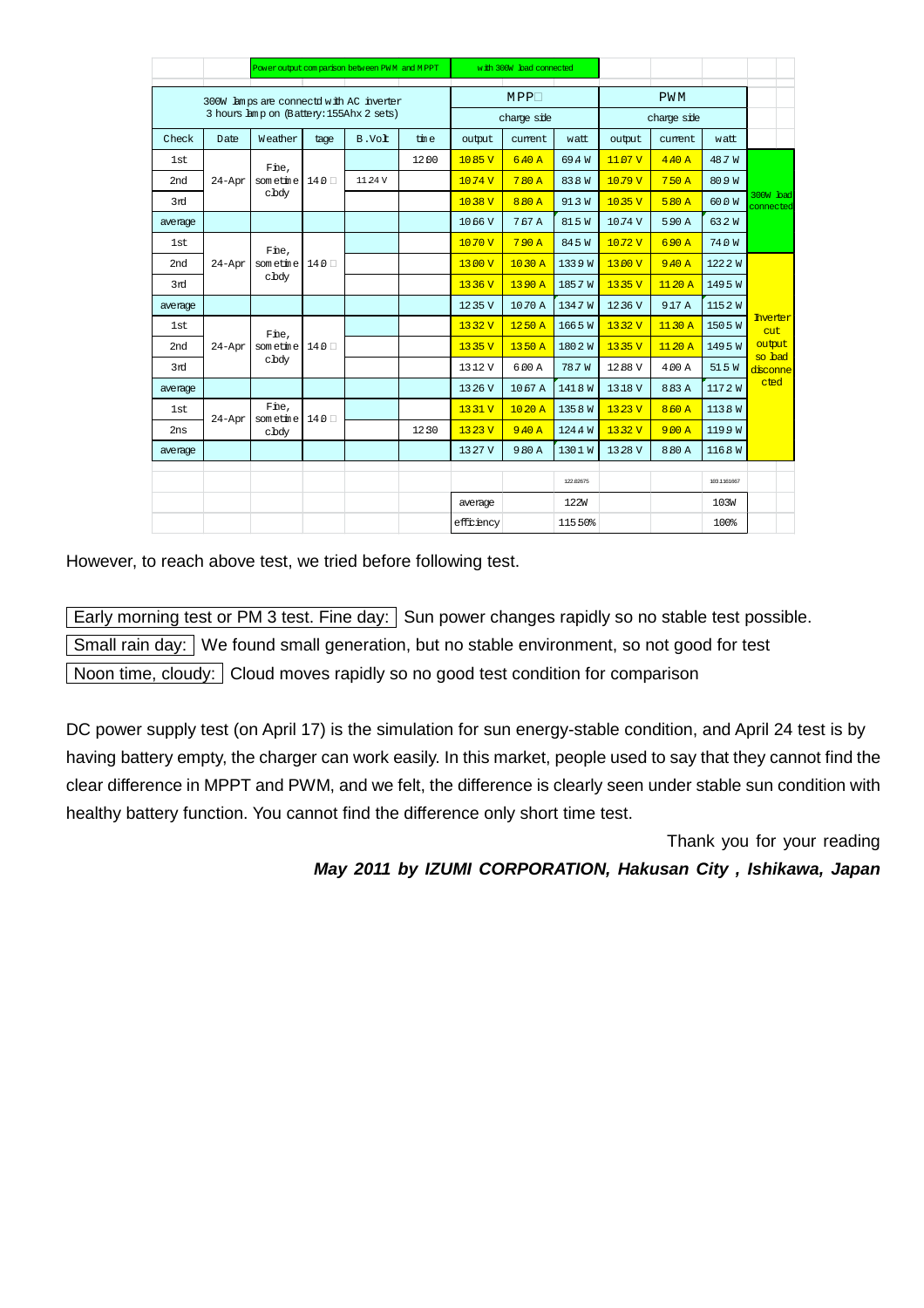| | | Power output comparison between PWM and MPPT | | | | with 300W load connected | | | | | | |
|---|---|---|---|---|---|---|---|---|---|---|---|---|
| 300W lamps are connectd with AC inverter 3 hours lamp on (Battery:155Ahx 2 sets) | | | | | | MPP□ | | | PWM | | | |
| | | | | | | charge side | | | charge side | | | |
| Check | Date | Weather | tage | B.Volt | time | output | current | watt | output | current | watt | |
| 1st | 24-Apr | Fine, sometime cldy | 14.0 □ | | 12:00 | 10.85 V | 6.40 A | 69.4 W | 11.07 V | 4.40 A | 48.7 W | 300W load connected |
| 2nd | | | | 11.24 V | | 10.74 V | 7.80 A | 83.8 W | 10.79 V | 7.50 A | 80.9 W | |
| 3rd | | | | | | 10.38 V | 8.80 A | 91.3 W | 10.35 V | 5.80 A | 60.0 W | |
| average | | | | | | 10.66 V | 7.67 A | 81.5 W | 10.74 V | 5.90 A | 63.2 W | |
| 1st | 24-Apr | Fine, sometime cldy | 14.0 □ | | | 10.70 V | 7.90 A | 84.5 W | 10.72 V | 6.90 A | 74.0 W | |
| 2nd | | | | | | 13.00 V | 10.30 A | 133.9 W | 13.00 V | 9.40 A | 122.2 W | Inverter cut output so load disconne cted |
| 3rd | | | | | | 13.36 V | 13.90 A | 185.7 W | 13.35 V | 11.20 A | 149.5 W | |
| average | | | | | | 12.35 V | 10.70 A | 134.7 W | 12.36 V | 9.17 A | 115.2 W | |
| 1st | 24-Apr | Fine, sometime cldy | 14.0 □ | | | 13.32 V | 12.50 A | 166.5 W | 13.32 V | 11.30 A | 150.5 W | |
| 2nd | | | | | | 13.35 V | 13.50 A | 180.2 W | 13.35 V | 11.20 A | 149.5 W | |
| 3rd | | | | | | 13.12 V | 6.00 A | 78.7 W | 12.88 V | 4.00 A | 51.5 W | |
| average | | | | | | 13.26 V | 10.67 A | 141.8 W | 13.18 V | 8.83 A | 117.2 W | |
| 1st | 24-Apr | Fine, sometime cldy | 14.0 □ | | | 13.31 V | 10.20 A | 135.8 W | 13.23 V | 8.60 A | 113.8 W | |
| 2ns | | | | | 12:30 | 13.23 V | 9.40 A | 124.4 W | 13.32 V | 9.00 A | 119.9 W | |
| average | | | | | | 13.27 V | 9.80 A | 130.1 W | 13.28 V | 8.80 A | 116.8 W | |
| | | | | | | | | 122.82675 | | | 103.1361667 | |
| | | | | | | average | | 122W | | | 103W | |
| | | | | | | efficiency | | 115.50% | | | 100% | |

However, to reach above test, we tried before following test.

Early morning test or PM 3 test. Fine day: Sun power changes rapidly so no stable test possible.
Small rain day: We found small generation, but no stable environment, so not good for test
Noon time, cloudy: Cloud moves rapidly so no good test condition for comparison

DC power supply test (on April 17) is the simulation for sun energy-stable condition, and April 24 test is by having battery empty, the charger can work easily. In this market, people used to say that they cannot find the clear difference in MPPT and PWM, and we felt, the difference is clearly seen under stable sun condition with healthy battery function. You cannot find the difference only short time test.

Thank you for your reading

***May 2011 by IZUMI CORPORATION, Hakusan City , Ishikawa, Japan***